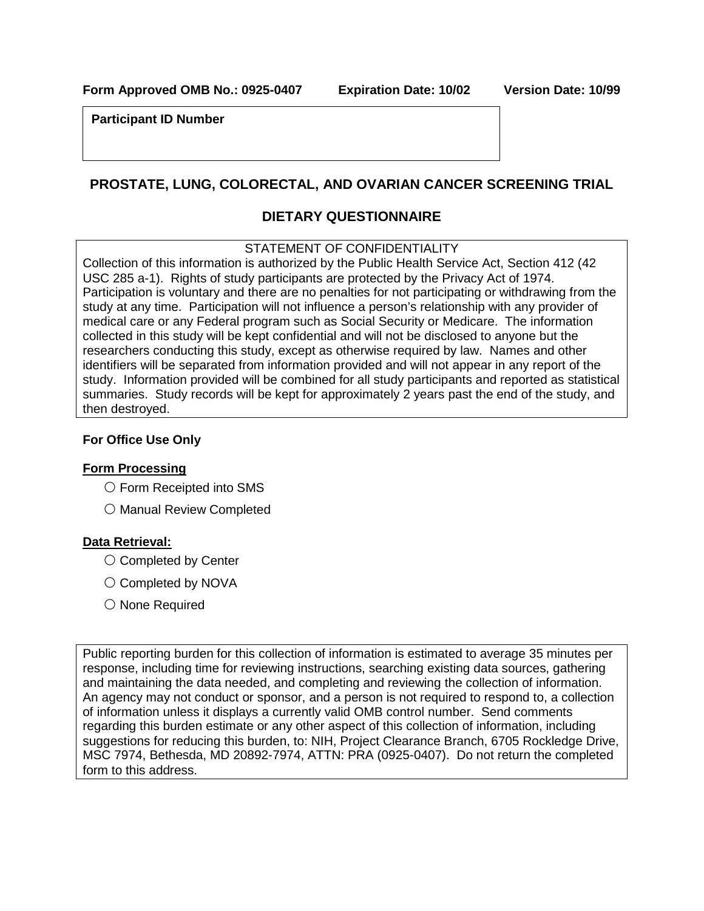**Form Approved OMB No.: 0925-0407 Expiration Date: 10/02 Version Date: 10/99**

**Participant ID Number**

# PROSTATE, LUNG, COLORECTAL, AND OVARIAN CANCER SCREENING TRIAL

## DIETARY QUESTIONNAIRE

STATEMENT OF CONFIDENTIALITY

Collection of this information is authorized by the Public Health Service Act, Section 412 (42 USC 285 a-1). Rights of study participants are protected by the Privacy Act of 1974. Participation is voluntary and there are no penalties for not participating or withdrawing from the study at any time. Participation will not influence a person's relationship with any provider of medical care or any Federal program such as Social Security or Medicare. The information collected in this study will be kept confidential and will not be disclosed to anyone but the researchers conducting this study, except as otherwise required by law. Names and other identifiers will be separated from information provided and will not appear in any report of the study. Information provided will be combined for all study participants and reported as statistical summaries. Study records will be kept for approximately 2 years past the end of the study, and then destroyed.

**For Office Use Only**

**Form Processing**

- ○ Form Receipted into SMS
- ○ Manual Review Completed

**Data Retrieval:**

- ○ Completed by Center
- ○ Completed by NOVA
- ○ None Required

Public reporting burden for this collection of information is estimated to average 35 minutes per response, including time for reviewing instructions, searching existing data sources, gathering and maintaining the data needed, and completing and reviewing the collection of information. An agency may not conduct or sponsor, and a person is not required to respond to, a collection of information unless it displays a currently valid OMB control number. Send comments regarding this burden estimate or any other aspect of this collection of information, including suggestions for reducing this burden, to: NIH, Project Clearance Branch, 6705 Rockledge Drive, MSC 7974, Bethesda, MD 20892-7974, ATTN: PRA (0925-0407). Do not return the completed form to this address.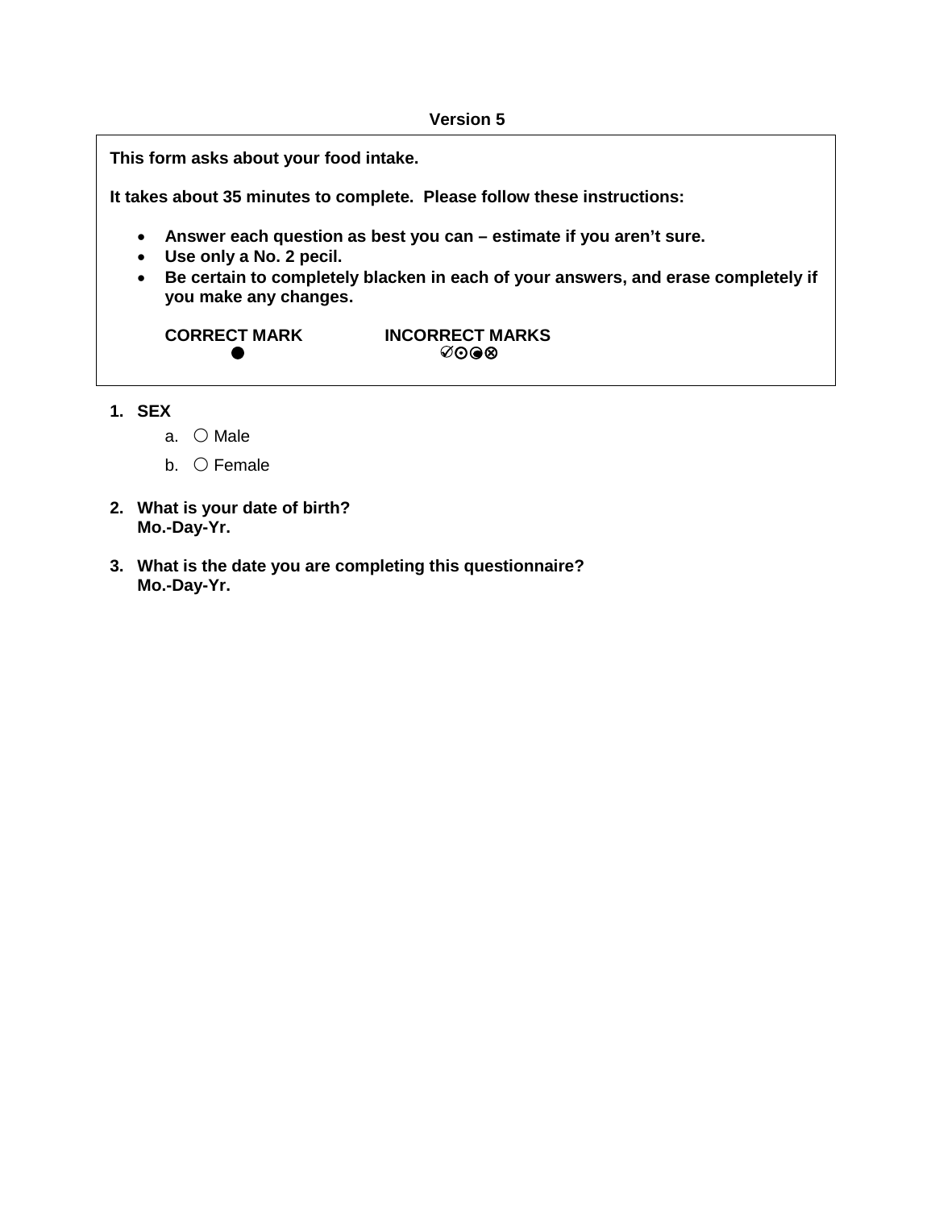**Version 5**

**This form asks about your food intake.**

**It takes about 35 minutes to complete. Please follow these instructions:**

- **Answer each question as best you can – estimate if you aren't sure.**
- **Use only a No. 2 pecil.**
- **Be certain to completely blacken in each of your answers, and erase completely if you make any changes.**

**CORRECT MARK** ● **INCORRECT MARKS** ✓⊙◒⊗

1. **SEX**
   a. ○ Male
   b. ○ Female

2. **What is your date of birth?**
   **Mo.-Day-Yr.**

3. **What is the date you are completing this questionnaire?**
   **Mo.-Day-Yr.**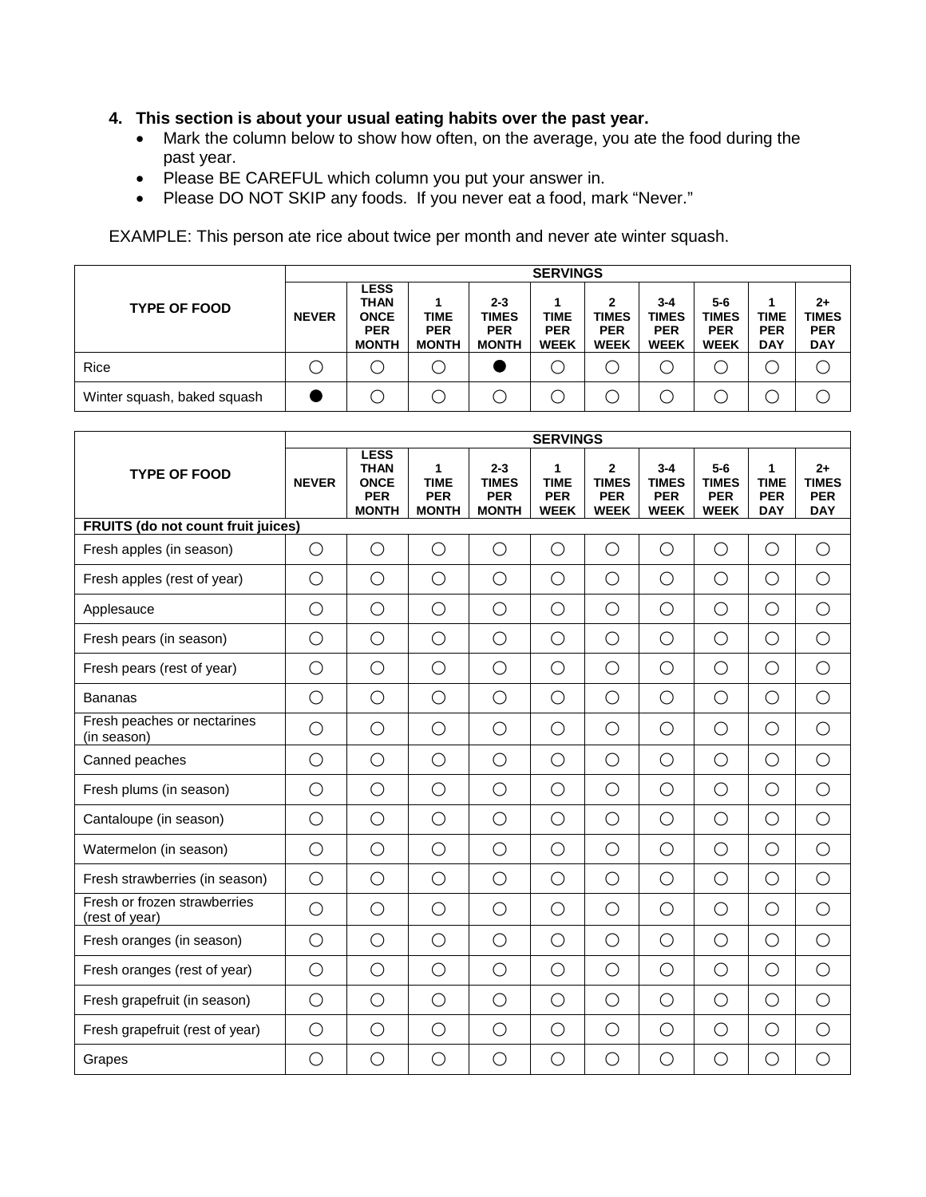**4. This section is about your usual eating habits over the past year.**

- Mark the column below to show how often, on the average, you ate the food during the past year.
- Please BE CAREFUL which column you put your answer in.
- Please DO NOT SKIP any foods. If you never eat a food, mark "Never."

EXAMPLE: This person ate rice about twice per month and never ate winter squash.

| TYPE OF FOOD | SERVINGS | | | | | | | | | |
|---|---|---|---|---|---|---|---|---|---|---|
| | **NEVER** | **LESS THAN ONCE PER MONTH** | **1 TIME PER MONTH** | **2-3 TIMES PER MONTH** | **1 TIME PER WEEK** | **2 TIMES PER WEEK** | **3-4 TIMES PER WEEK** | **5-6 TIMES PER WEEK** | **1 TIME PER DAY** | **2+ TIMES PER DAY** |
| Rice | ○ | ○ | ○ | ● | ○ | ○ | ○ | ○ | ○ | ○ |
| Winter squash, baked squash | ● | ○ | ○ | ○ | ○ | ○ | ○ | ○ | ○ | ○ |

| TYPE OF FOOD | SERVINGS | | | | | | | | | |
|---|---|---|---|---|---|---|---|---|---|---|
| | **NEVER** | **LESS THAN ONCE PER MONTH** | **1 TIME PER MONTH** | **2-3 TIMES PER MONTH** | **1 TIME PER WEEK** | **2 TIMES PER WEEK** | **3-4 TIMES PER WEEK** | **5-6 TIMES PER WEEK** | **1 TIME PER DAY** | **2+ TIMES PER DAY** |
| **FRUITS (do not count fruit juices)** | | | | | | | | | | |
| Fresh apples (in season) | ○ | ○ | ○ | ○ | ○ | ○ | ○ | ○ | ○ | ○ |
| Fresh apples (rest of year) | ○ | ○ | ○ | ○ | ○ | ○ | ○ | ○ | ○ | ○ |
| Applesauce | ○ | ○ | ○ | ○ | ○ | ○ | ○ | ○ | ○ | ○ |
| Fresh pears (in season) | ○ | ○ | ○ | ○ | ○ | ○ | ○ | ○ | ○ | ○ |
| Fresh pears (rest of year) | ○ | ○ | ○ | ○ | ○ | ○ | ○ | ○ | ○ | ○ |
| Bananas | ○ | ○ | ○ | ○ | ○ | ○ | ○ | ○ | ○ | ○ |
| Fresh peaches or nectarines (in season) | ○ | ○ | ○ | ○ | ○ | ○ | ○ | ○ | ○ | ○ |
| Canned peaches | ○ | ○ | ○ | ○ | ○ | ○ | ○ | ○ | ○ | ○ |
| Fresh plums (in season) | ○ | ○ | ○ | ○ | ○ | ○ | ○ | ○ | ○ | ○ |
| Cantaloupe (in season) | ○ | ○ | ○ | ○ | ○ | ○ | ○ | ○ | ○ | ○ |
| Watermelon (in season) | ○ | ○ | ○ | ○ | ○ | ○ | ○ | ○ | ○ | ○ |
| Fresh strawberries (in season) | ○ | ○ | ○ | ○ | ○ | ○ | ○ | ○ | ○ | ○ |
| Fresh or frozen strawberries (rest of year) | ○ | ○ | ○ | ○ | ○ | ○ | ○ | ○ | ○ | ○ |
| Fresh oranges (in season) | ○ | ○ | ○ | ○ | ○ | ○ | ○ | ○ | ○ | ○ |
| Fresh oranges (rest of year) | ○ | ○ | ○ | ○ | ○ | ○ | ○ | ○ | ○ | ○ |
| Fresh grapefruit (in season) | ○ | ○ | ○ | ○ | ○ | ○ | ○ | ○ | ○ | ○ |
| Fresh grapefruit (rest of year) | ○ | ○ | ○ | ○ | ○ | ○ | ○ | ○ | ○ | ○ |
| Grapes | ○ | ○ | ○ | ○ | ○ | ○ | ○ | ○ | ○ | ○ |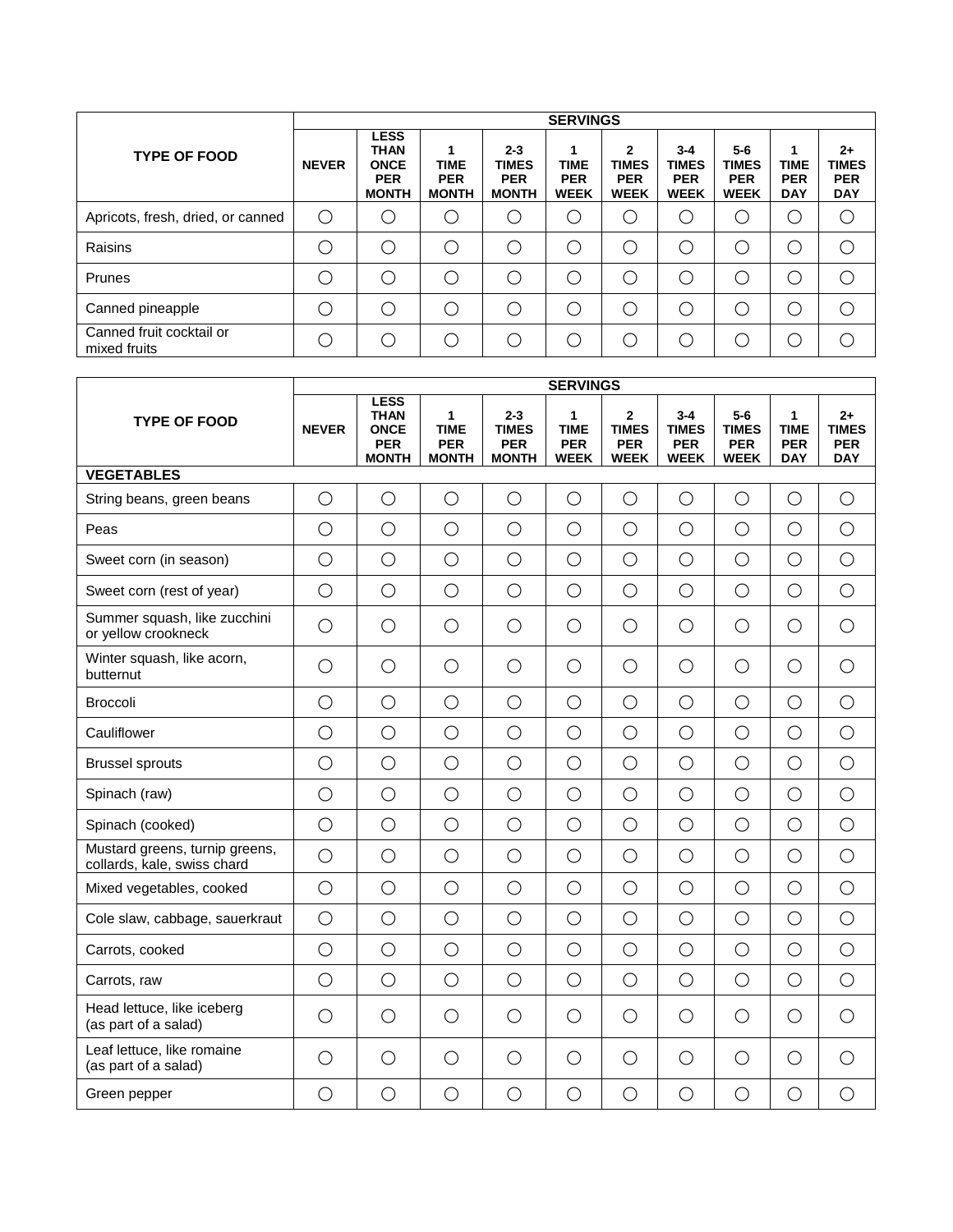| TYPE OF FOOD | SERVINGS | | | | | | | | | |
|---|---|---|---|---|---|---|---|---|---|---|
| | NEVER | LESS THAN ONCE PER MONTH | 1 TIME PER MONTH | 2-3 TIMES PER MONTH | 1 TIME PER WEEK | 2 TIMES PER WEEK | 3-4 TIMES PER WEEK | 5-6 TIMES PER WEEK | 1 TIME PER DAY | 2+ TIMES PER DAY |
| Apricots, fresh, dried, or canned | ◯ | ◯ | ◯ | ◯ | ◯ | ◯ | ◯ | ◯ | ◯ | ◯ |
| Raisins | ◯ | ◯ | ◯ | ◯ | ◯ | ◯ | ◯ | ◯ | ◯ | ◯ |
| Prunes | ◯ | ◯ | ◯ | ◯ | ◯ | ◯ | ◯ | ◯ | ◯ | ◯ |
| Canned pineapple | ◯ | ◯ | ◯ | ◯ | ◯ | ◯ | ◯ | ◯ | ◯ | ◯ |
| Canned fruit cocktail or mixed fruits | ◯ | ◯ | ◯ | ◯ | ◯ | ◯ | ◯ | ◯ | ◯ | ◯ |

| TYPE OF FOOD | SERVINGS | | | | | | | | | |
|---|---|---|---|---|---|---|---|---|---|---|
| | NEVER | LESS THAN ONCE PER MONTH | 1 TIME PER MONTH | 2-3 TIMES PER MONTH | 1 TIME PER WEEK | 2 TIMES PER WEEK | 3-4 TIMES PER WEEK | 5-6 TIMES PER WEEK | 1 TIME PER DAY | 2+ TIMES PER DAY |
| **VEGETABLES** | | | | | | | | | | |
| String beans, green beans | ◯ | ◯ | ◯ | ◯ | ◯ | ◯ | ◯ | ◯ | ◯ | ◯ |
| Peas | ◯ | ◯ | ◯ | ◯ | ◯ | ◯ | ◯ | ◯ | ◯ | ◯ |
| Sweet corn (in season) | ◯ | ◯ | ◯ | ◯ | ◯ | ◯ | ◯ | ◯ | ◯ | ◯ |
| Sweet corn (rest of year) | ◯ | ◯ | ◯ | ◯ | ◯ | ◯ | ◯ | ◯ | ◯ | ◯ |
| Summer squash, like zucchini or yellow crookneck | ◯ | ◯ | ◯ | ◯ | ◯ | ◯ | ◯ | ◯ | ◯ | ◯ |
| Winter squash, like acorn, butternut | ◯ | ◯ | ◯ | ◯ | ◯ | ◯ | ◯ | ◯ | ◯ | ◯ |
| Broccoli | ◯ | ◯ | ◯ | ◯ | ◯ | ◯ | ◯ | ◯ | ◯ | ◯ |
| Cauliflower | ◯ | ◯ | ◯ | ◯ | ◯ | ◯ | ◯ | ◯ | ◯ | ◯ |
| Brussel sprouts | ◯ | ◯ | ◯ | ◯ | ◯ | ◯ | ◯ | ◯ | ◯ | ◯ |
| Spinach (raw) | ◯ | ◯ | ◯ | ◯ | ◯ | ◯ | ◯ | ◯ | ◯ | ◯ |
| Spinach (cooked) | ◯ | ◯ | ◯ | ◯ | ◯ | ◯ | ◯ | ◯ | ◯ | ◯ |
| Mustard greens, turnip greens, collards, kale, swiss chard | ◯ | ◯ | ◯ | ◯ | ◯ | ◯ | ◯ | ◯ | ◯ | ◯ |
| Mixed vegetables, cooked | ◯ | ◯ | ◯ | ◯ | ◯ | ◯ | ◯ | ◯ | ◯ | ◯ |
| Cole slaw, cabbage, sauerkraut | ◯ | ◯ | ◯ | ◯ | ◯ | ◯ | ◯ | ◯ | ◯ | ◯ |
| Carrots, cooked | ◯ | ◯ | ◯ | ◯ | ◯ | ◯ | ◯ | ◯ | ◯ | ◯ |
| Carrots, raw | ◯ | ◯ | ◯ | ◯ | ◯ | ◯ | ◯ | ◯ | ◯ | ◯ |
| Head lettuce, like iceberg (as part of a salad) | ◯ | ◯ | ◯ | ◯ | ◯ | ◯ | ◯ | ◯ | ◯ | ◯ |
| Leaf lettuce, like romaine (as part of a salad) | ◯ | ◯ | ◯ | ◯ | ◯ | ◯ | ◯ | ◯ | ◯ | ◯ |
| Green pepper | ◯ | ◯ | ◯ | ◯ | ◯ | ◯ | ◯ | ◯ | ◯ | ◯ |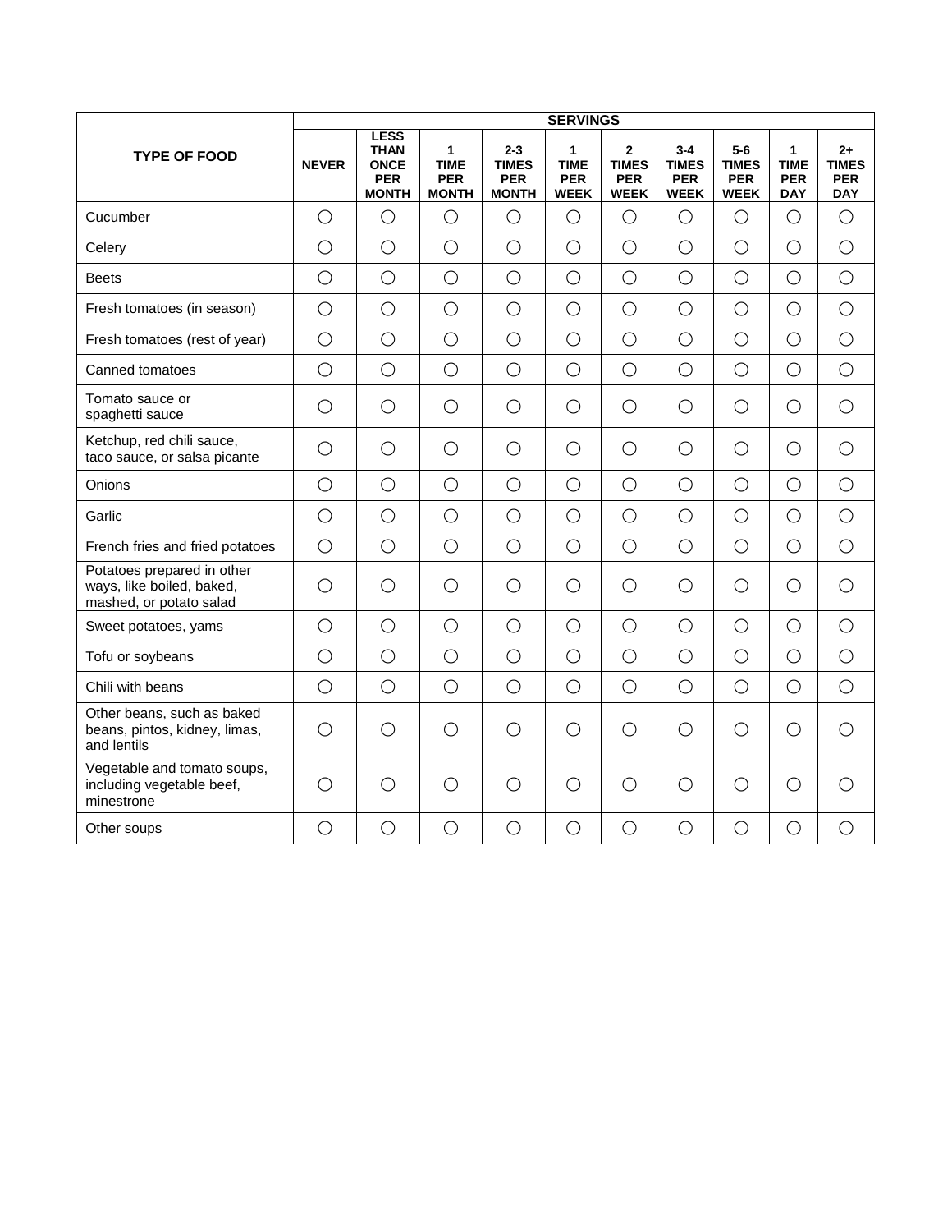| TYPE OF FOOD | SERVINGS | | | | | | | | | |
|---|---|---|---|---|---|---|---|---|---|---|
| | NEVER | LESS THAN ONCE PER MONTH | 1 TIME PER MONTH | 2-3 TIMES PER MONTH | 1 TIME PER WEEK | 2 TIMES PER WEEK | 3-4 TIMES PER WEEK | 5-6 TIMES PER WEEK | 1 TIME PER DAY | 2+ TIMES PER DAY |
| Cucumber | ○ | ○ | ○ | ○ | ○ | ○ | ○ | ○ | ○ | ○ |
| Celery | ○ | ○ | ○ | ○ | ○ | ○ | ○ | ○ | ○ | ○ |
| Beets | ○ | ○ | ○ | ○ | ○ | ○ | ○ | ○ | ○ | ○ |
| Fresh tomatoes (in season) | ○ | ○ | ○ | ○ | ○ | ○ | ○ | ○ | ○ | ○ |
| Fresh tomatoes (rest of year) | ○ | ○ | ○ | ○ | ○ | ○ | ○ | ○ | ○ | ○ |
| Canned tomatoes | ○ | ○ | ○ | ○ | ○ | ○ | ○ | ○ | ○ | ○ |
| Tomato sauce or spaghetti sauce | ○ | ○ | ○ | ○ | ○ | ○ | ○ | ○ | ○ | ○ |
| Ketchup, red chili sauce, taco sauce, or salsa picante | ○ | ○ | ○ | ○ | ○ | ○ | ○ | ○ | ○ | ○ |
| Onions | ○ | ○ | ○ | ○ | ○ | ○ | ○ | ○ | ○ | ○ |
| Garlic | ○ | ○ | ○ | ○ | ○ | ○ | ○ | ○ | ○ | ○ |
| French fries and fried potatoes | ○ | ○ | ○ | ○ | ○ | ○ | ○ | ○ | ○ | ○ |
| Potatoes prepared in other ways, like boiled, baked, mashed, or potato salad | ○ | ○ | ○ | ○ | ○ | ○ | ○ | ○ | ○ | ○ |
| Sweet potatoes, yams | ○ | ○ | ○ | ○ | ○ | ○ | ○ | ○ | ○ | ○ |
| Tofu or soybeans | ○ | ○ | ○ | ○ | ○ | ○ | ○ | ○ | ○ | ○ |
| Chili with beans | ○ | ○ | ○ | ○ | ○ | ○ | ○ | ○ | ○ | ○ |
| Other beans, such as baked beans, pintos, kidney, limas, and lentils | ○ | ○ | ○ | ○ | ○ | ○ | ○ | ○ | ○ | ○ |
| Vegetable and tomato soups, including vegetable beef, minestrone | ○ | ○ | ○ | ○ | ○ | ○ | ○ | ○ | ○ | ○ |
| Other soups | ○ | ○ | ○ | ○ | ○ | ○ | ○ | ○ | ○ | ○ |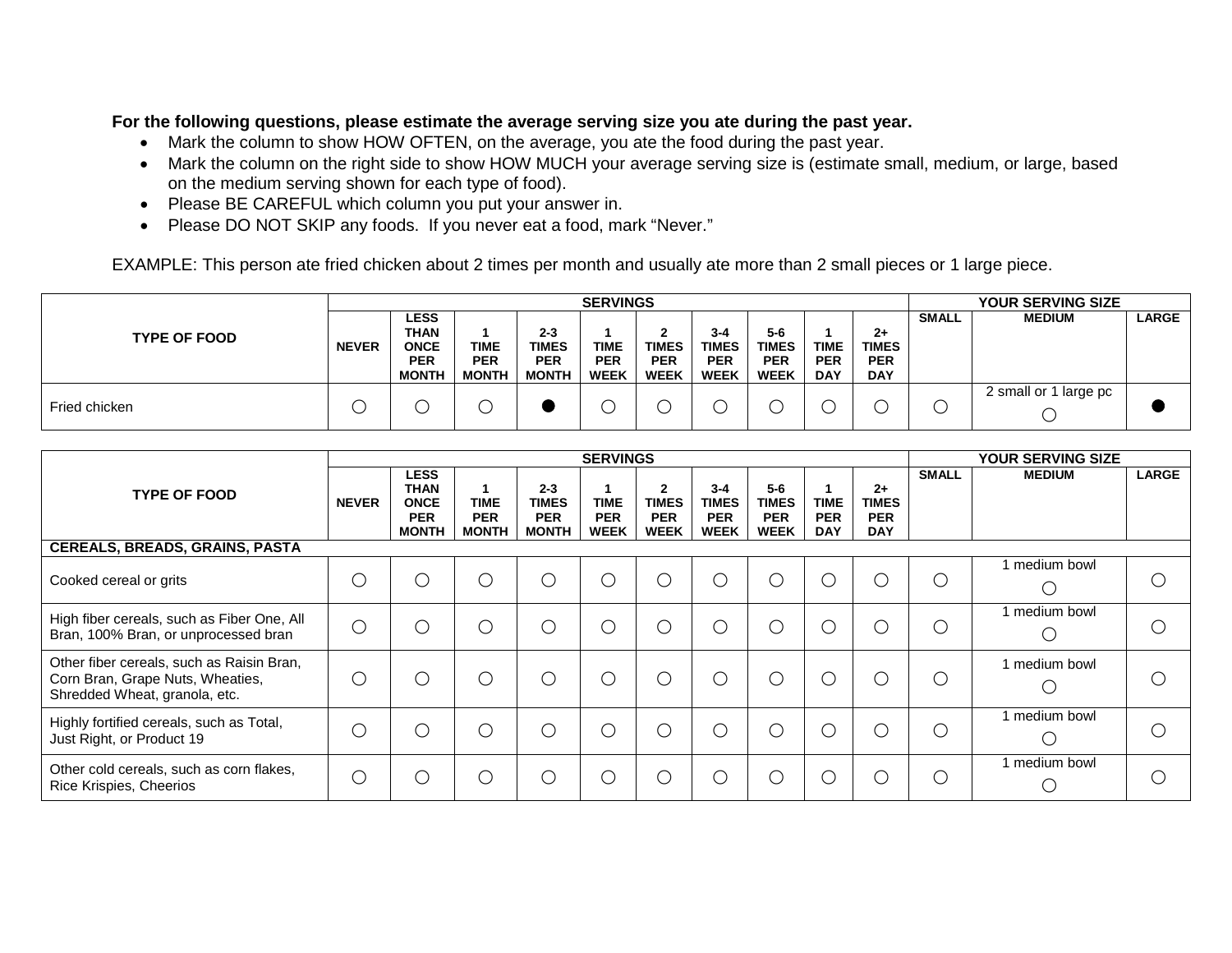**For the following questions, please estimate the average serving size you ate during the past year.**

- Mark the column to show HOW OFTEN, on the average, you ate the food during the past year.
- Mark the column on the right side to show HOW MUCH your average serving size is (estimate small, medium, or large, based on the medium serving shown for each type of food).
- Please BE CAREFUL which column you put your answer in.
- Please DO NOT SKIP any foods. If you never eat a food, mark "Never."

EXAMPLE: This person ate fried chicken about 2 times per month and usually ate more than 2 small pieces or 1 large piece.

| TYPE OF FOOD | SERVINGS | | | | | | | | | | YOUR SERVING SIZE | | |
|---|---|---|---|---|---|---|---|---|---|---|---|---|---|
| | NEVER | LESS THAN ONCE PER MONTH | 1 TIME PER MONTH | 2-3 TIMES PER MONTH | 1 TIME PER WEEK | 2 TIMES PER WEEK | 3-4 TIMES PER WEEK | 5-6 TIMES PER WEEK | 1 TIME PER DAY | 2+ TIMES PER DAY | SMALL | MEDIUM | LARGE |
| Fried chicken | ○ | ○ | ○ | ● | ○ | ○ | ○ | ○ | ○ | ○ | ○ | 2 small or 1 large pc ○ | ● |

| TYPE OF FOOD | SERVINGS | | | | | | | | | | YOUR SERVING SIZE | | |
|---|---|---|---|---|---|---|---|---|---|---|---|---|---|
| | NEVER | LESS THAN ONCE PER MONTH | 1 TIME PER MONTH | 2-3 TIMES PER MONTH | 1 TIME PER WEEK | 2 TIMES PER WEEK | 3-4 TIMES PER WEEK | 5-6 TIMES PER WEEK | 1 TIME PER DAY | 2+ TIMES PER DAY | SMALL | MEDIUM | LARGE |
| **CEREALS, BREADS, GRAINS, PASTA** | | | | | | | | | | | | | |
| Cooked cereal or grits | ○ | ○ | ○ | ○ | ○ | ○ | ○ | ○ | ○ | ○ | ○ | 1 medium bowl ○ | ○ |
| High fiber cereals, such as Fiber One, All Bran, 100% Bran, or unprocessed bran | ○ | ○ | ○ | ○ | ○ | ○ | ○ | ○ | ○ | ○ | ○ | 1 medium bowl ○ | ○ |
| Other fiber cereals, such as Raisin Bran, Corn Bran, Grape Nuts, Wheaties, Shredded Wheat, granola, etc. | ○ | ○ | ○ | ○ | ○ | ○ | ○ | ○ | ○ | ○ | ○ | 1 medium bowl ○ | ○ |
| Highly fortified cereals, such as Total, Just Right, or Product 19 | ○ | ○ | ○ | ○ | ○ | ○ | ○ | ○ | ○ | ○ | ○ | 1 medium bowl ○ | ○ |
| Other cold cereals, such as corn flakes, Rice Krispies, Cheerios | ○ | ○ | ○ | ○ | ○ | ○ | ○ | ○ | ○ | ○ | ○ | 1 medium bowl ○ | ○ |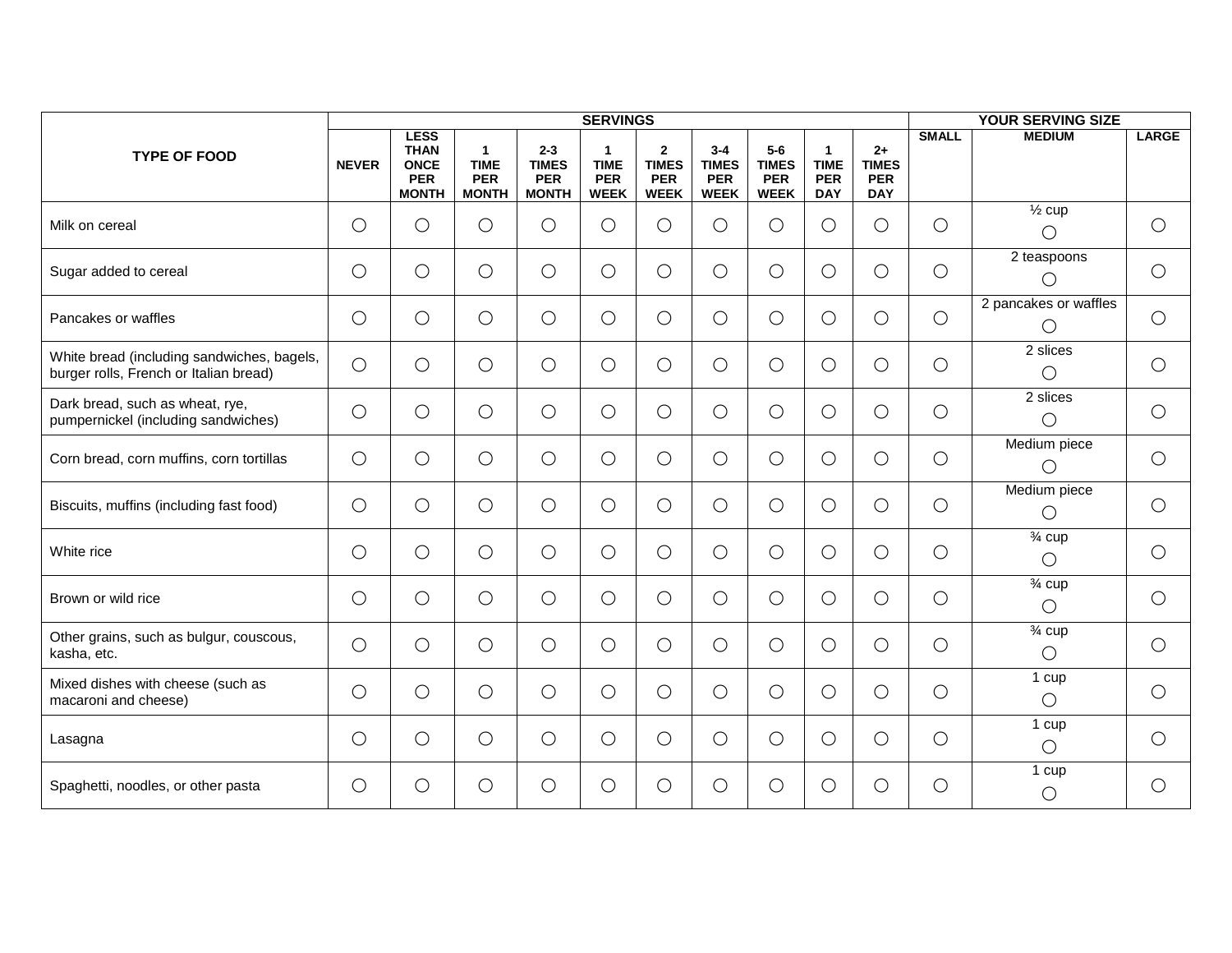| TYPE OF FOOD | SERVINGS | | | | | | | | | | YOUR SERVING SIZE | | |
|---|---|---|---|---|---|---|---|---|---|---|---|---|---|
| | NEVER | LESS THAN ONCE PER MONTH | 1 TIME PER MONTH | 2-3 TIMES PER MONTH | 1 TIME PER WEEK | 2 TIMES PER WEEK | 3-4 TIMES PER WEEK | 5-6 TIMES PER WEEK | 1 TIME PER DAY | 2+ TIMES PER DAY | SMALL | MEDIUM | LARGE |
| Milk on cereal | ○ | ○ | ○ | ○ | ○ | ○ | ○ | ○ | ○ | ○ | ○ | ½ cup ○ | ○ |
| Sugar added to cereal | ○ | ○ | ○ | ○ | ○ | ○ | ○ | ○ | ○ | ○ | ○ | 2 teaspoons ○ | ○ |
| Pancakes or waffles | ○ | ○ | ○ | ○ | ○ | ○ | ○ | ○ | ○ | ○ | ○ | 2 pancakes or waffles ○ | ○ |
| White bread (including sandwiches, bagels, burger rolls, French or Italian bread) | ○ | ○ | ○ | ○ | ○ | ○ | ○ | ○ | ○ | ○ | ○ | 2 slices ○ | ○ |
| Dark bread, such as wheat, rye, pumpernickel (including sandwiches) | ○ | ○ | ○ | ○ | ○ | ○ | ○ | ○ | ○ | ○ | ○ | 2 slices ○ | ○ |
| Corn bread, corn muffins, corn tortillas | ○ | ○ | ○ | ○ | ○ | ○ | ○ | ○ | ○ | ○ | ○ | Medium piece ○ | ○ |
| Biscuits, muffins (including fast food) | ○ | ○ | ○ | ○ | ○ | ○ | ○ | ○ | ○ | ○ | ○ | Medium piece ○ | ○ |
| White rice | ○ | ○ | ○ | ○ | ○ | ○ | ○ | ○ | ○ | ○ | ○ | ¾ cup ○ | ○ |
| Brown or wild rice | ○ | ○ | ○ | ○ | ○ | ○ | ○ | ○ | ○ | ○ | ○ | ¾ cup ○ | ○ |
| Other grains, such as bulgur, couscous, kasha, etc. | ○ | ○ | ○ | ○ | ○ | ○ | ○ | ○ | ○ | ○ | ○ | ¾ cup ○ | ○ |
| Mixed dishes with cheese (such as macaroni and cheese) | ○ | ○ | ○ | ○ | ○ | ○ | ○ | ○ | ○ | ○ | ○ | 1 cup ○ | ○ |
| Lasagna | ○ | ○ | ○ | ○ | ○ | ○ | ○ | ○ | ○ | ○ | ○ | 1 cup ○ | ○ |
| Spaghetti, noodles, or other pasta | ○ | ○ | ○ | ○ | ○ | ○ | ○ | ○ | ○ | ○ | ○ | 1 cup ○ | ○ |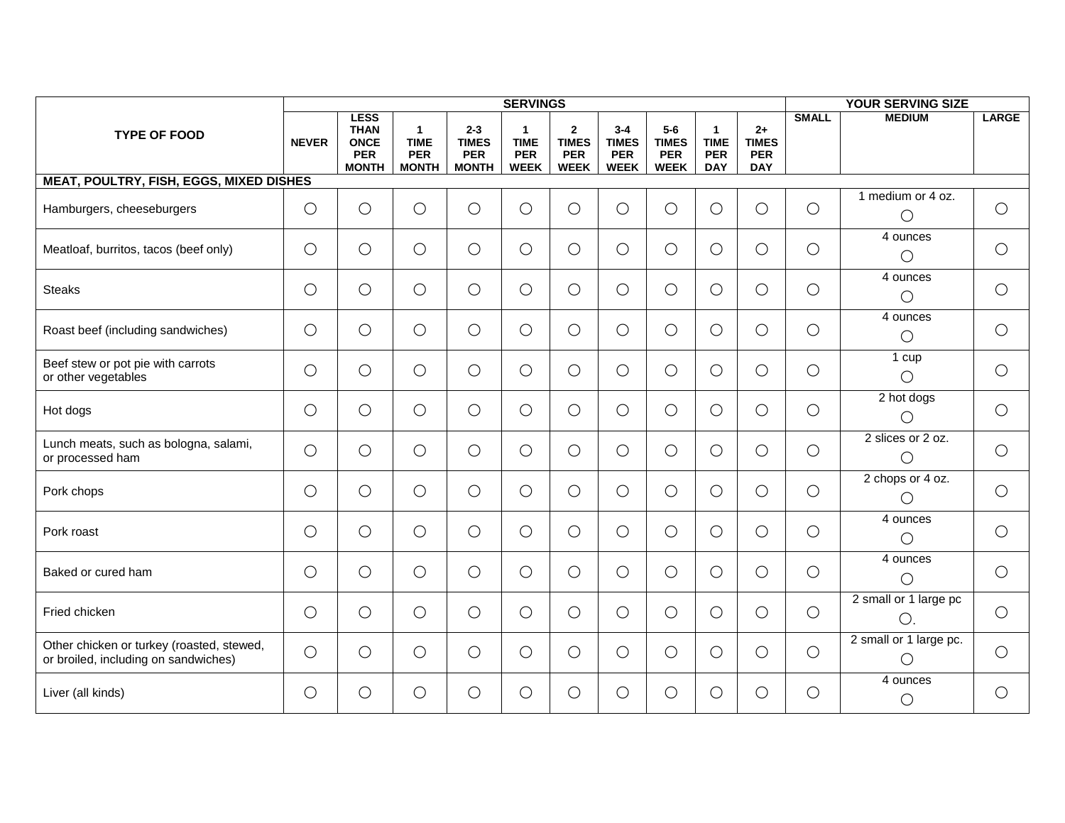| TYPE OF FOOD | SERVINGS | | | | | | | | | | YOUR SERVING SIZE | | |
|---|---|---|---|---|---|---|---|---|---|---|---|---|---|
| | NEVER | LESS THAN ONCE PER MONTH | 1 TIME PER MONTH | 2-3 TIMES PER MONTH | 1 TIME PER WEEK | 2 TIMES PER WEEK | 3-4 TIMES PER WEEK | 5-6 TIMES PER WEEK | 1 TIME PER DAY | 2+ TIMES PER DAY | SMALL | MEDIUM | LARGE |
| **MEAT, POULTRY, FISH, EGGS, MIXED DISHES** | | | | | | | | | | | | | |
| Hamburgers, cheeseburgers | ◯ | ◯ | ◯ | ◯ | ◯ | ◯ | ◯ | ◯ | ◯ | ◯ | ◯ | 1 medium or 4 oz. ◯ | ◯ |
| Meatloaf, burritos, tacos (beef only) | ◯ | ◯ | ◯ | ◯ | ◯ | ◯ | ◯ | ◯ | ◯ | ◯ | ◯ | 4 ounces ◯ | ◯ |
| Steaks | ◯ | ◯ | ◯ | ◯ | ◯ | ◯ | ◯ | ◯ | ◯ | ◯ | ◯ | 4 ounces ◯ | ◯ |
| Roast beef (including sandwiches) | ◯ | ◯ | ◯ | ◯ | ◯ | ◯ | ◯ | ◯ | ◯ | ◯ | ◯ | 4 ounces ◯ | ◯ |
| Beef stew or pot pie with carrots or other vegetables | ◯ | ◯ | ◯ | ◯ | ◯ | ◯ | ◯ | ◯ | ◯ | ◯ | ◯ | 1 cup ◯ | ◯ |
| Hot dogs | ◯ | ◯ | ◯ | ◯ | ◯ | ◯ | ◯ | ◯ | ◯ | ◯ | ◯ | 2 hot dogs ◯ | ◯ |
| Lunch meats, such as bologna, salami, or processed ham | ◯ | ◯ | ◯ | ◯ | ◯ | ◯ | ◯ | ◯ | ◯ | ◯ | ◯ | 2 slices or 2 oz. ◯ | ◯ |
| Pork chops | ◯ | ◯ | ◯ | ◯ | ◯ | ◯ | ◯ | ◯ | ◯ | ◯ | ◯ | 2 chops or 4 oz. ◯ | ◯ |
| Pork roast | ◯ | ◯ | ◯ | ◯ | ◯ | ◯ | ◯ | ◯ | ◯ | ◯ | ◯ | 4 ounces ◯ | ◯ |
| Baked or cured ham | ◯ | ◯ | ◯ | ◯ | ◯ | ◯ | ◯ | ◯ | ◯ | ◯ | ◯ | 4 ounces ◯ | ◯ |
| Fried chicken | ◯ | ◯ | ◯ | ◯ | ◯ | ◯ | ◯ | ◯ | ◯ | ◯ | ◯ | 2 small or 1 large pc ◯. | ◯ |
| Other chicken or turkey (roasted, stewed, or broiled, including on sandwiches) | ◯ | ◯ | ◯ | ◯ | ◯ | ◯ | ◯ | ◯ | ◯ | ◯ | ◯ | 2 small or 1 large pc. ◯ | ◯ |
| Liver (all kinds) | ◯ | ◯ | ◯ | ◯ | ◯ | ◯ | ◯ | ◯ | ◯ | ◯ | ◯ | 4 ounces ◯ | ◯ |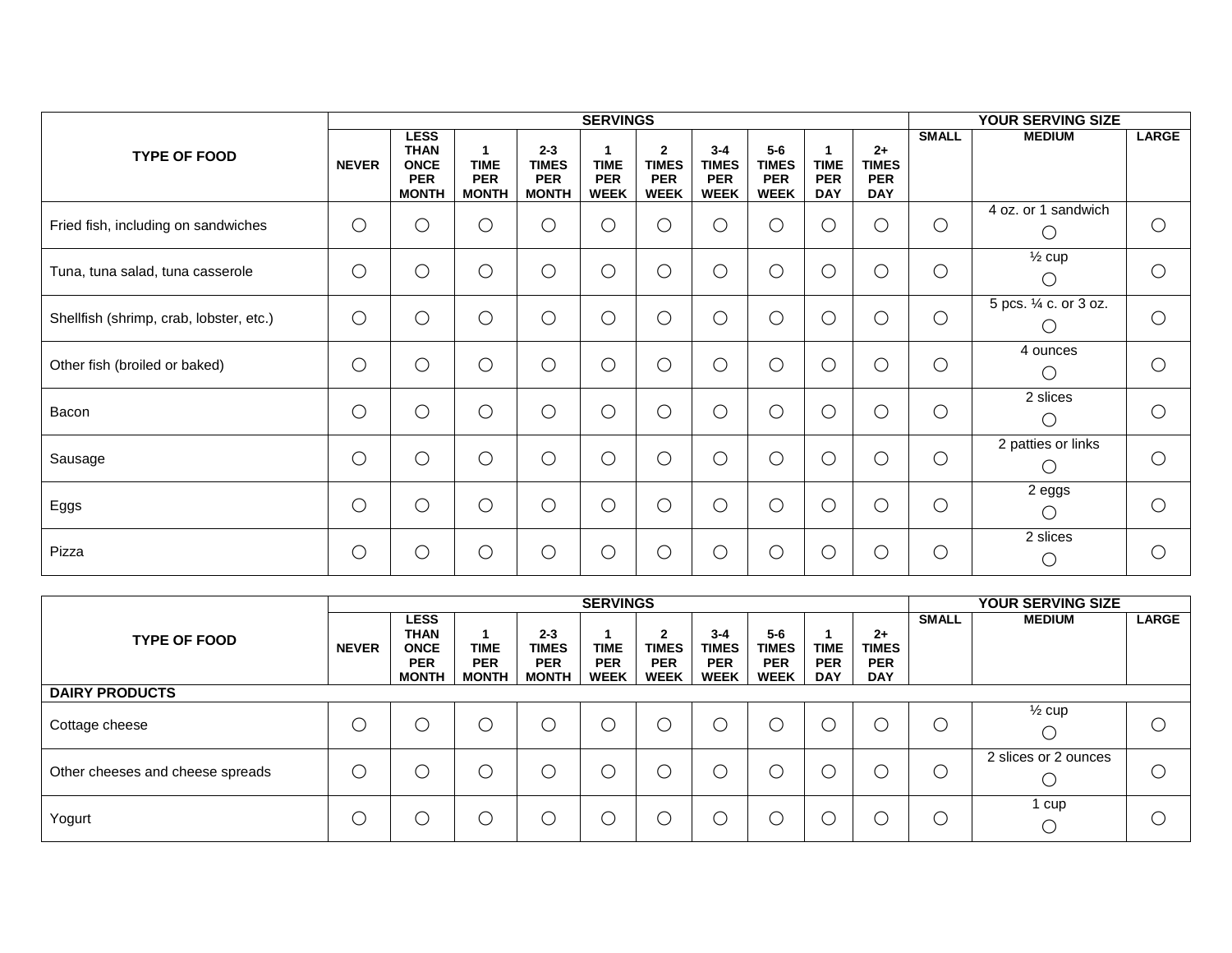| TYPE OF FOOD | SERVINGS | | | | | | | | | | YOUR SERVING SIZE | | |
|---|---|---|---|---|---|---|---|---|---|---|---|---|---|
| | NEVER | LESS THAN ONCE PER MONTH | 1 TIME PER MONTH | 2-3 TIMES PER MONTH | 1 TIME PER WEEK | 2 TIMES PER WEEK | 3-4 TIMES PER WEEK | 5-6 TIMES PER WEEK | 1 TIME PER DAY | 2+ TIMES PER DAY | SMALL | MEDIUM | LARGE |
| Fried fish, including on sandwiches | ○ | ○ | ○ | ○ | ○ | ○ | ○ | ○ | ○ | ○ | ○ | 4 oz. or 1 sandwich ○ | ○ |
| Tuna, tuna salad, tuna casserole | ○ | ○ | ○ | ○ | ○ | ○ | ○ | ○ | ○ | ○ | ○ | ½ cup ○ | ○ |
| Shellfish (shrimp, crab, lobster, etc.) | ○ | ○ | ○ | ○ | ○ | ○ | ○ | ○ | ○ | ○ | ○ | 5 pcs. ¼ c. or 3 oz. ○ | ○ |
| Other fish (broiled or baked) | ○ | ○ | ○ | ○ | ○ | ○ | ○ | ○ | ○ | ○ | ○ | 4 ounces ○ | ○ |
| Bacon | ○ | ○ | ○ | ○ | ○ | ○ | ○ | ○ | ○ | ○ | ○ | 2 slices ○ | ○ |
| Sausage | ○ | ○ | ○ | ○ | ○ | ○ | ○ | ○ | ○ | ○ | ○ | 2 patties or links ○ | ○ |
| Eggs | ○ | ○ | ○ | ○ | ○ | ○ | ○ | ○ | ○ | ○ | ○ | 2 eggs ○ | ○ |
| Pizza | ○ | ○ | ○ | ○ | ○ | ○ | ○ | ○ | ○ | ○ | ○ | 2 slices ○ | ○ |

| TYPE OF FOOD | SERVINGS | | | | | | | | | | YOUR SERVING SIZE | | |
|---|---|---|---|---|---|---|---|---|---|---|---|---|---|
| | NEVER | LESS THAN ONCE PER MONTH | 1 TIME PER MONTH | 2-3 TIMES PER MONTH | 1 TIME PER WEEK | 2 TIMES PER WEEK | 3-4 TIMES PER WEEK | 5-6 TIMES PER WEEK | 1 TIME PER DAY | 2+ TIMES PER DAY | SMALL | MEDIUM | LARGE |
| **DAIRY PRODUCTS** | | | | | | | | | | | | | |
| Cottage cheese | ○ | ○ | ○ | ○ | ○ | ○ | ○ | ○ | ○ | ○ | ○ | ½ cup ○ | ○ |
| Other cheeses and cheese spreads | ○ | ○ | ○ | ○ | ○ | ○ | ○ | ○ | ○ | ○ | ○ | 2 slices or 2 ounces ○ | ○ |
| Yogurt | ○ | ○ | ○ | ○ | ○ | ○ | ○ | ○ | ○ | ○ | ○ | 1 cup ○ | ○ |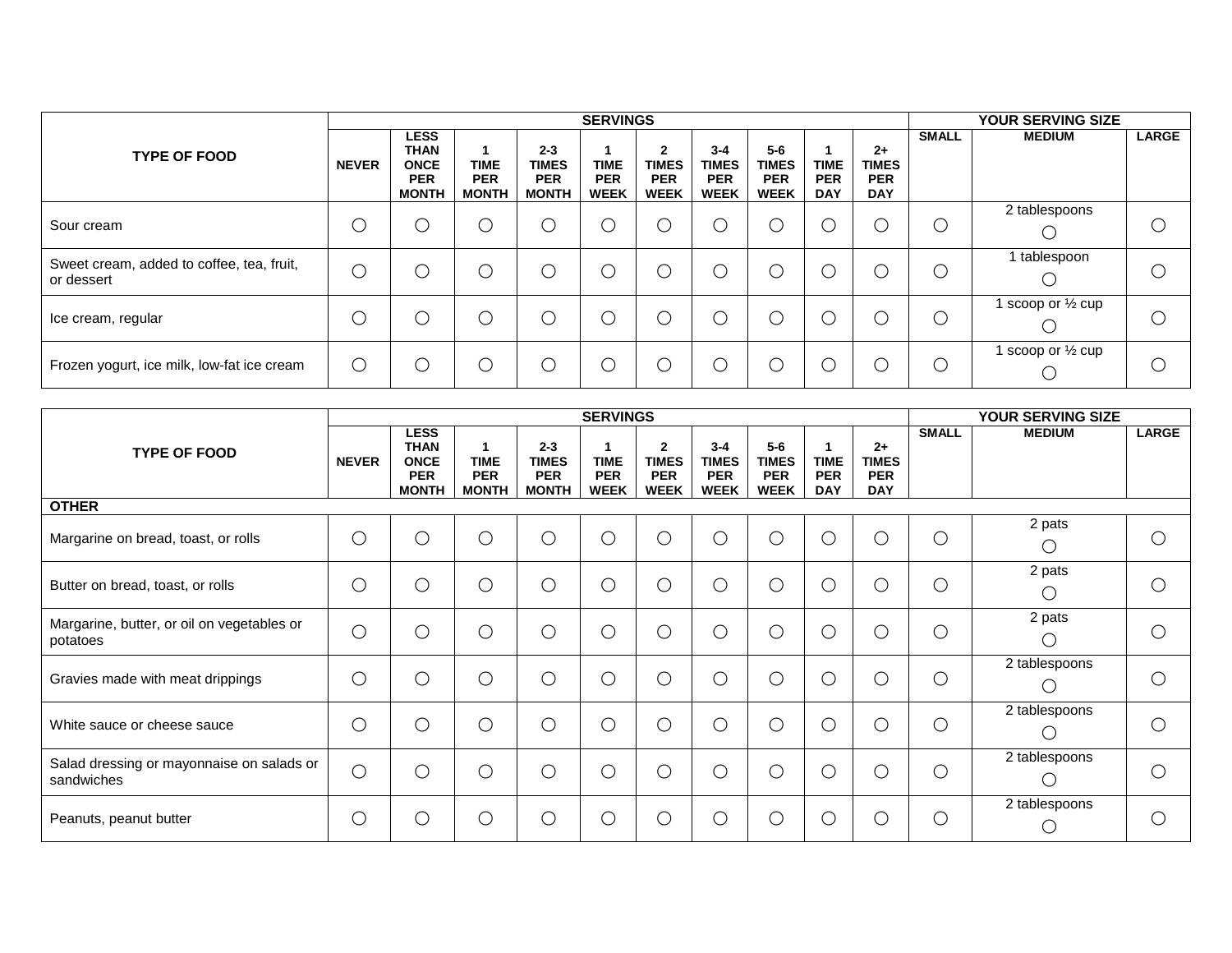| TYPE OF FOOD | SERVINGS | | | | | | | | | | YOUR SERVING SIZE | | |
|---|---|---|---|---|---|---|---|---|---|---|---|---|---|
| | NEVER | LESS THAN ONCE PER MONTH | 1 TIME PER MONTH | 2-3 TIMES PER MONTH | 1 TIME PER WEEK | 2 TIMES PER WEEK | 3-4 TIMES PER WEEK | 5-6 TIMES PER WEEK | 1 TIME PER DAY | 2+ TIMES PER DAY | SMALL | MEDIUM | LARGE |
| Sour cream | ○ | ○ | ○ | ○ | ○ | ○ | ○ | ○ | ○ | ○ | ○ | 2 tablespoons ○ | ○ |
| Sweet cream, added to coffee, tea, fruit, or dessert | ○ | ○ | ○ | ○ | ○ | ○ | ○ | ○ | ○ | ○ | ○ | 1 tablespoon ○ | ○ |
| Ice cream, regular | ○ | ○ | ○ | ○ | ○ | ○ | ○ | ○ | ○ | ○ | ○ | 1 scoop or ½ cup ○ | ○ |
| Frozen yogurt, ice milk, low-fat ice cream | ○ | ○ | ○ | ○ | ○ | ○ | ○ | ○ | ○ | ○ | ○ | 1 scoop or ½ cup ○ | ○ |

| TYPE OF FOOD | SERVINGS | | | | | | | | | | YOUR SERVING SIZE | | |
|---|---|---|---|---|---|---|---|---|---|---|---|---|---|
| | NEVER | LESS THAN ONCE PER MONTH | 1 TIME PER MONTH | 2-3 TIMES PER MONTH | 1 TIME PER WEEK | 2 TIMES PER WEEK | 3-4 TIMES PER WEEK | 5-6 TIMES PER WEEK | 1 TIME PER DAY | 2+ TIMES PER DAY | SMALL | MEDIUM | LARGE |
| **OTHER** | | | | | | | | | | | | | |
| Margarine on bread, toast, or rolls | ○ | ○ | ○ | ○ | ○ | ○ | ○ | ○ | ○ | ○ | ○ | 2 pats ○ | ○ |
| Butter on bread, toast, or rolls | ○ | ○ | ○ | ○ | ○ | ○ | ○ | ○ | ○ | ○ | ○ | 2 pats ○ | ○ |
| Margarine, butter, or oil on vegetables or potatoes | ○ | ○ | ○ | ○ | ○ | ○ | ○ | ○ | ○ | ○ | ○ | 2 pats ○ | ○ |
| Gravies made with meat drippings | ○ | ○ | ○ | ○ | ○ | ○ | ○ | ○ | ○ | ○ | ○ | 2 tablespoons ○ | ○ |
| White sauce or cheese sauce | ○ | ○ | ○ | ○ | ○ | ○ | ○ | ○ | ○ | ○ | ○ | 2 tablespoons ○ | ○ |
| Salad dressing or mayonnaise on salads or sandwiches | ○ | ○ | ○ | ○ | ○ | ○ | ○ | ○ | ○ | ○ | ○ | 2 tablespoons ○ | ○ |
| Peanuts, peanut butter | ○ | ○ | ○ | ○ | ○ | ○ | ○ | ○ | ○ | ○ | ○ | 2 tablespoons ○ | ○ |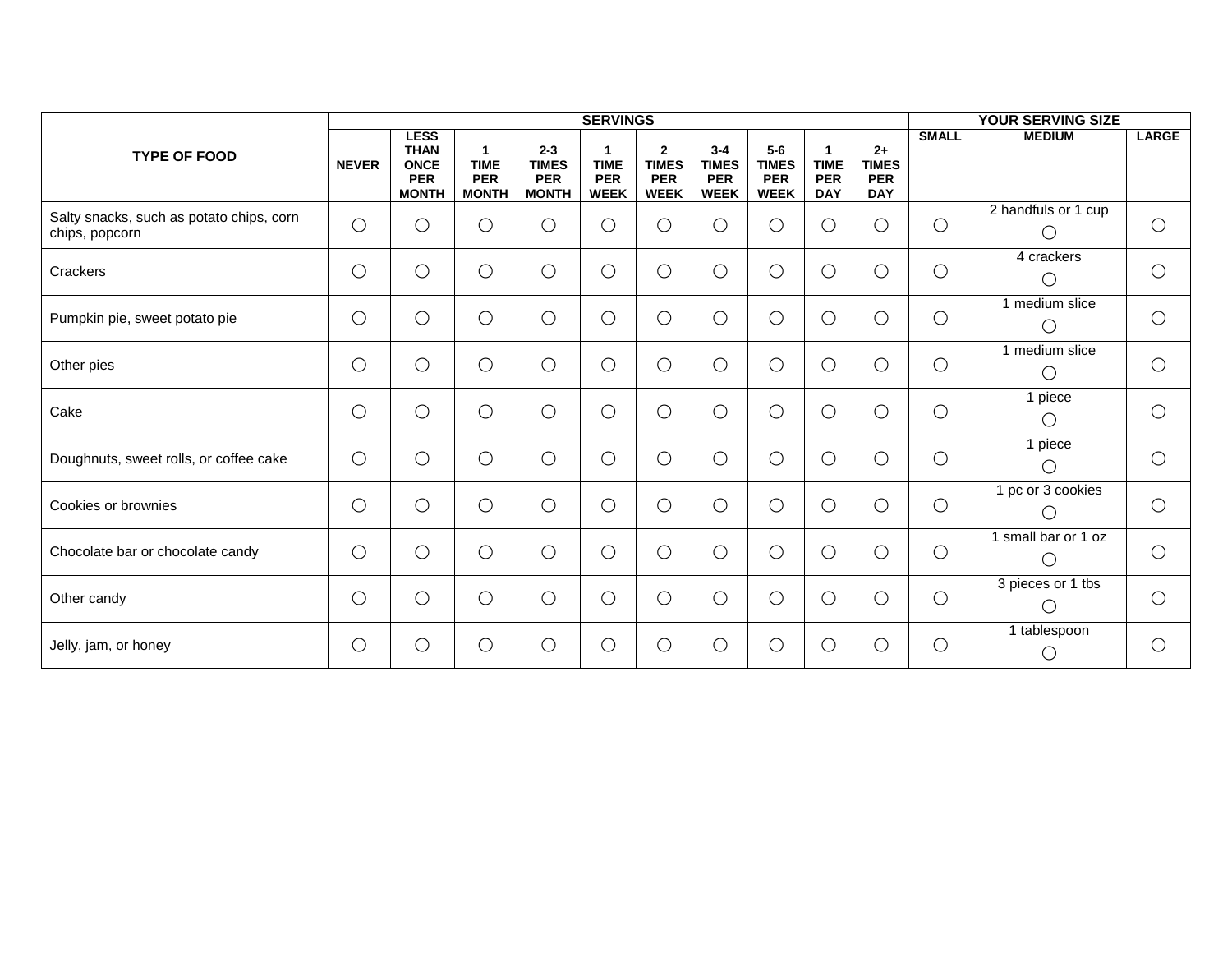| TYPE OF FOOD | SERVINGS | | | | | | | | | | YOUR SERVING SIZE | | |
|---|---|---|---|---|---|---|---|---|---|---|---|---|---|
| | NEVER | LESS THAN ONCE PER MONTH | 1 TIME PER MONTH | 2-3 TIMES PER MONTH | 1 TIME PER WEEK | 2 TIMES PER WEEK | 3-4 TIMES PER WEEK | 5-6 TIMES PER WEEK | 1 TIME PER DAY | 2+ TIMES PER DAY | SMALL | MEDIUM | LARGE |
| Salty snacks, such as potato chips, corn chips, popcorn | ○ | ○ | ○ | ○ | ○ | ○ | ○ | ○ | ○ | ○ | ○ | 2 handfuls or 1 cup ○ | ○ |
| Crackers | ○ | ○ | ○ | ○ | ○ | ○ | ○ | ○ | ○ | ○ | ○ | 4 crackers ○ | ○ |
| Pumpkin pie, sweet potato pie | ○ | ○ | ○ | ○ | ○ | ○ | ○ | ○ | ○ | ○ | ○ | 1 medium slice ○ | ○ |
| Other pies | ○ | ○ | ○ | ○ | ○ | ○ | ○ | ○ | ○ | ○ | ○ | 1 medium slice ○ | ○ |
| Cake | ○ | ○ | ○ | ○ | ○ | ○ | ○ | ○ | ○ | ○ | ○ | 1 piece ○ | ○ |
| Doughnuts, sweet rolls, or coffee cake | ○ | ○ | ○ | ○ | ○ | ○ | ○ | ○ | ○ | ○ | ○ | 1 piece ○ | ○ |
| Cookies or brownies | ○ | ○ | ○ | ○ | ○ | ○ | ○ | ○ | ○ | ○ | ○ | 1 pc or 3 cookies ○ | ○ |
| Chocolate bar or chocolate candy | ○ | ○ | ○ | ○ | ○ | ○ | ○ | ○ | ○ | ○ | ○ | 1 small bar or 1 oz ○ | ○ |
| Other candy | ○ | ○ | ○ | ○ | ○ | ○ | ○ | ○ | ○ | ○ | ○ | 3 pieces or 1 tbs ○ | ○ |
| Jelly, jam, or honey | ○ | ○ | ○ | ○ | ○ | ○ | ○ | ○ | ○ | ○ | ○ | 1 tablespoon ○ | ○ |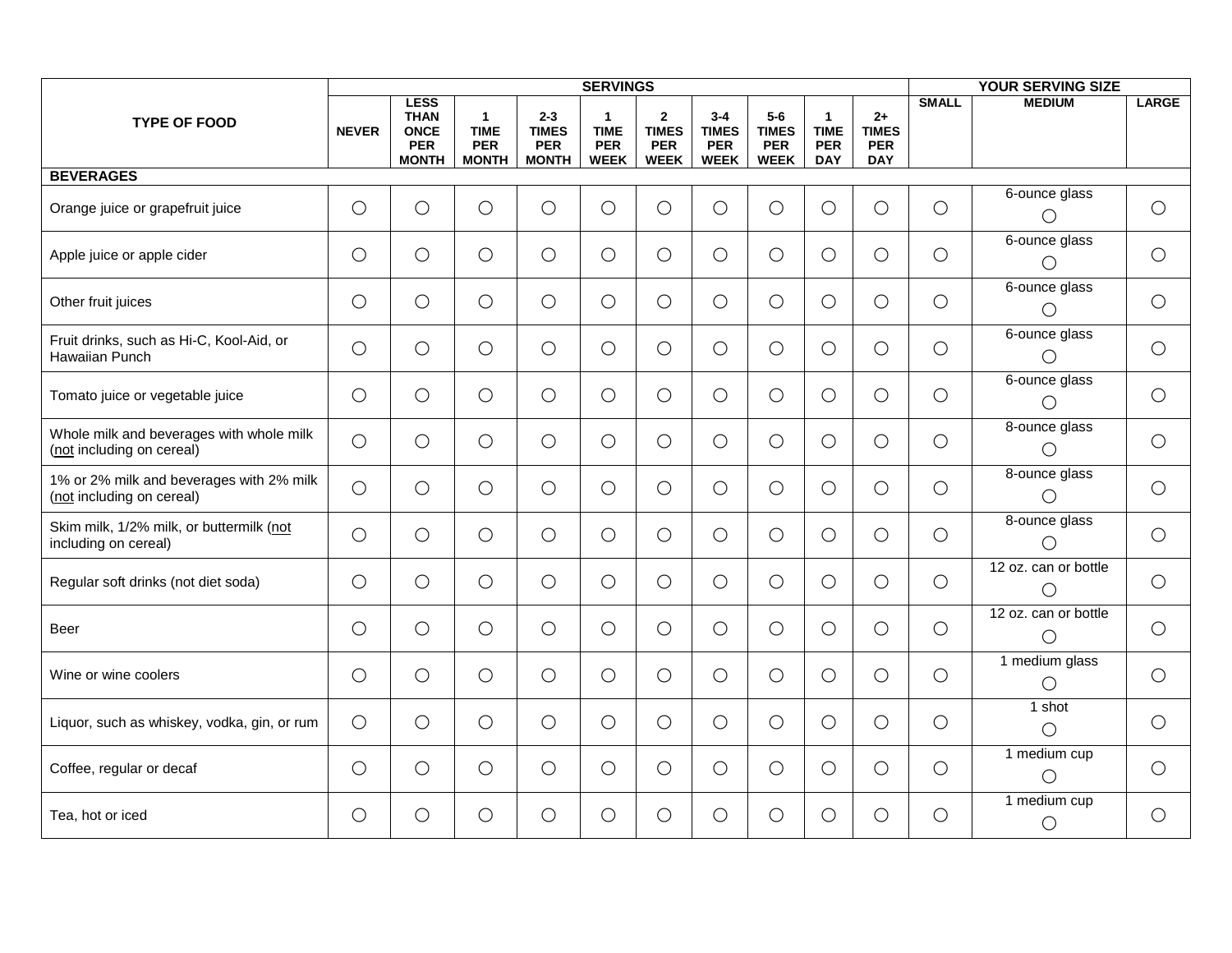| TYPE OF FOOD | SERVINGS | | | | | | | | | | YOUR SERVING SIZE | | |
|---|---|---|---|---|---|---|---|---|---|---|---|---|---|
| | NEVER | LESS THAN ONCE PER MONTH | 1 TIME PER MONTH | 2-3 TIMES PER MONTH | 1 TIME PER WEEK | 2 TIMES PER WEEK | 3-4 TIMES PER WEEK | 5-6 TIMES PER WEEK | 1 TIME PER DAY | 2+ TIMES PER DAY | SMALL | MEDIUM | LARGE |
| **BEVERAGES** | | | | | | | | | | | | | |
| Orange juice or grapefruit juice | ○ | ○ | ○ | ○ | ○ | ○ | ○ | ○ | ○ | ○ | ○ | 6-ounce glass ○ | ○ |
| Apple juice or apple cider | ○ | ○ | ○ | ○ | ○ | ○ | ○ | ○ | ○ | ○ | ○ | 6-ounce glass ○ | ○ |
| Other fruit juices | ○ | ○ | ○ | ○ | ○ | ○ | ○ | ○ | ○ | ○ | ○ | 6-ounce glass ○ | ○ |
| Fruit drinks, such as Hi-C, Kool-Aid, or Hawaiian Punch | ○ | ○ | ○ | ○ | ○ | ○ | ○ | ○ | ○ | ○ | ○ | 6-ounce glass ○ | ○ |
| Tomato juice or vegetable juice | ○ | ○ | ○ | ○ | ○ | ○ | ○ | ○ | ○ | ○ | ○ | 6-ounce glass ○ | ○ |
| Whole milk and beverages with whole milk (not including on cereal) | ○ | ○ | ○ | ○ | ○ | ○ | ○ | ○ | ○ | ○ | ○ | 8-ounce glass ○ | ○ |
| 1% or 2% milk and beverages with 2% milk (not including on cereal) | ○ | ○ | ○ | ○ | ○ | ○ | ○ | ○ | ○ | ○ | ○ | 8-ounce glass ○ | ○ |
| Skim milk, 1/2% milk, or buttermilk (not including on cereal) | ○ | ○ | ○ | ○ | ○ | ○ | ○ | ○ | ○ | ○ | ○ | 8-ounce glass ○ | ○ |
| Regular soft drinks (not diet soda) | ○ | ○ | ○ | ○ | ○ | ○ | ○ | ○ | ○ | ○ | ○ | 12 oz. can or bottle ○ | ○ |
| Beer | ○ | ○ | ○ | ○ | ○ | ○ | ○ | ○ | ○ | ○ | ○ | 12 oz. can or bottle ○ | ○ |
| Wine or wine coolers | ○ | ○ | ○ | ○ | ○ | ○ | ○ | ○ | ○ | ○ | ○ | 1 medium glass ○ | ○ |
| Liquor, such as whiskey, vodka, gin, or rum | ○ | ○ | ○ | ○ | ○ | ○ | ○ | ○ | ○ | ○ | ○ | 1 shot ○ | ○ |
| Coffee, regular or decaf | ○ | ○ | ○ | ○ | ○ | ○ | ○ | ○ | ○ | ○ | ○ | 1 medium cup ○ | ○ |
| Tea, hot or iced | ○ | ○ | ○ | ○ | ○ | ○ | ○ | ○ | ○ | ○ | ○ | 1 medium cup ○ | ○ |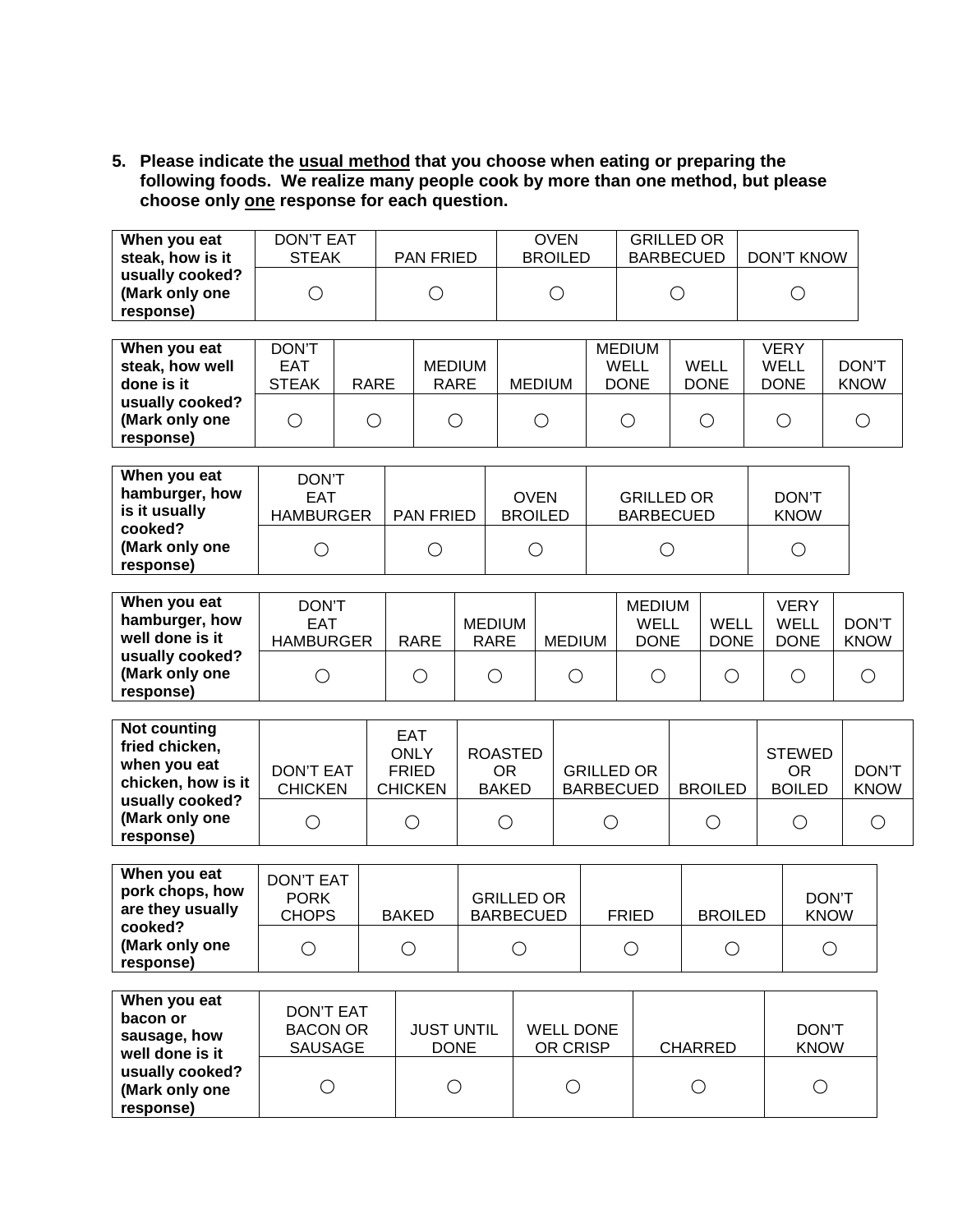**5. Please indicate the <u>usual method</u> that you choose when eating or preparing the following foods. We realize many people cook by more than one method, but please choose only <u>one</u> response for each question.**

| When you eat steak, how is it usually cooked? (Mark only one response) | DON'T EAT STEAK | PAN FRIED | OVEN BROILED | GRILLED OR BARBECUED | DON'T KNOW |
|---|---|---|---|---|---|
| | ○ | ○ | ○ | ○ | ○ |

| When you eat steak, how well done is it usually cooked? (Mark only one response) | DON'T EAT STEAK | RARE | MEDIUM RARE | MEDIUM | MEDIUM WELL DONE | WELL DONE | VERY WELL DONE | DON'T KNOW |
|---|---|---|---|---|---|---|---|---|
| | ○ | ○ | ○ | ○ | ○ | ○ | ○ | ○ |

| When you eat hamburger, how is it usually cooked? (Mark only one response) | DON'T EAT HAMBURGER | PAN FRIED | OVEN BROILED | GRILLED OR BARBECUED | DON'T KNOW |
|---|---|---|---|---|---|
| | ○ | ○ | ○ | ○ | ○ |

| When you eat hamburger, how well done is it usually cooked? (Mark only one response) | DON'T EAT HAMBURGER | RARE | MEDIUM RARE | MEDIUM | MEDIUM WELL DONE | WELL DONE | VERY WELL DONE | DON'T KNOW |
|---|---|---|---|---|---|---|---|---|
| | ○ | ○ | ○ | ○ | ○ | ○ | ○ | ○ |

| Not counting fried chicken, when you eat chicken, how is it usually cooked? (Mark only one response) | DON'T EAT CHICKEN | EAT ONLY FRIED CHICKEN | ROASTED OR BAKED | GRILLED OR BARBECUED | BROILED | STEWED OR BOILED | DON'T KNOW |
|---|---|---|---|---|---|---|---|
| | ○ | ○ | ○ | ○ | ○ | ○ | ○ |

| When you eat pork chops, how are they usually cooked? (Mark only one response) | DON'T EAT PORK CHOPS | BAKED | GRILLED OR BARBECUED | FRIED | BROILED | DON'T KNOW |
|---|---|---|---|---|---|---|
| | ○ | ○ | ○ | ○ | ○ | ○ |

| When you eat bacon or sausage, how well done is it usually cooked? (Mark only one response) | DON'T EAT BACON OR SAUSAGE | JUST UNTIL DONE | WELL DONE OR CRISP | CHARRED | DON'T KNOW |
|---|---|---|---|---|---|
| | ○ | ○ | ○ | ○ | ○ |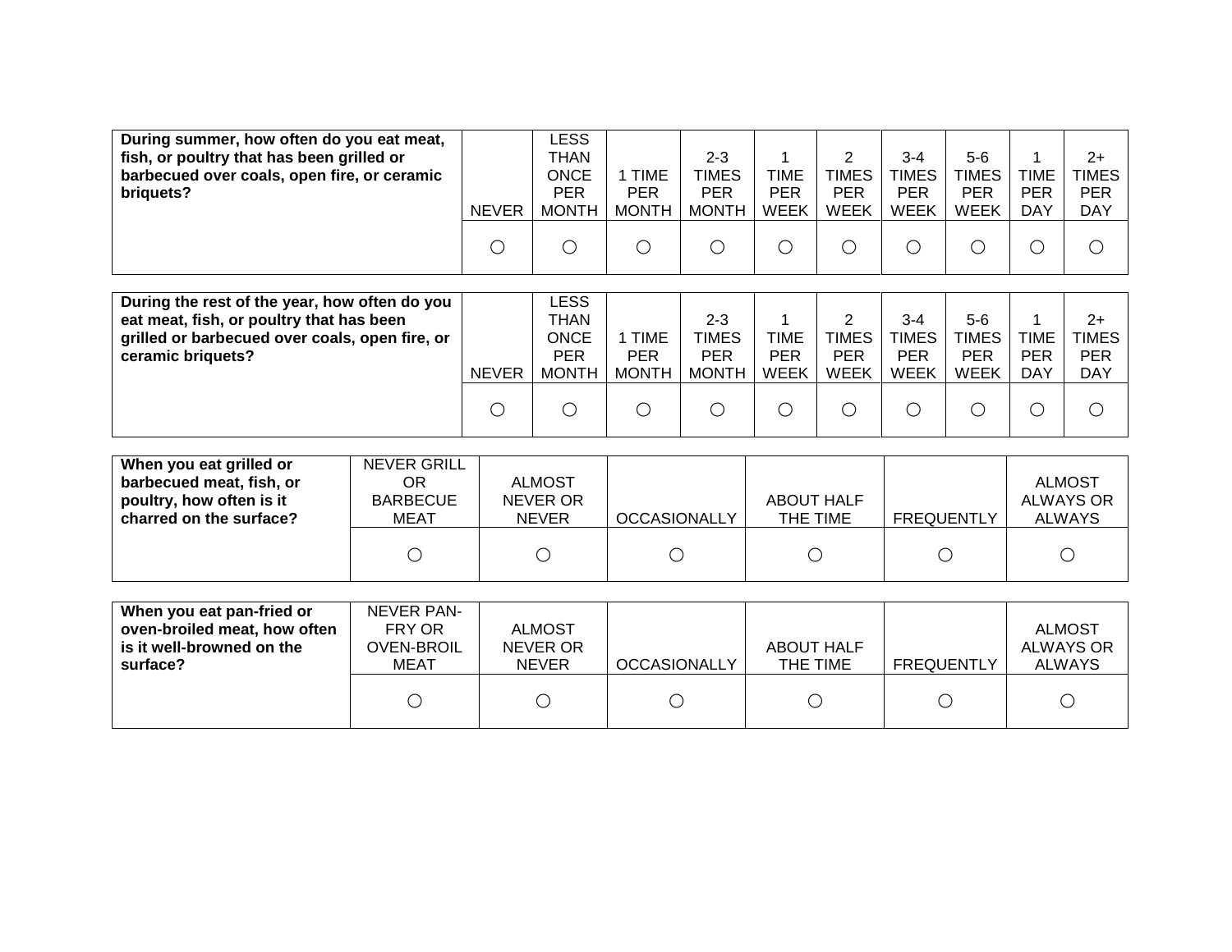| During summer, how often do you eat meat, fish, or poultry that has been grilled or barbecued over coals, open fire, or ceramic briquets? | NEVER | LESS THAN ONCE PER MONTH | 1 TIME PER MONTH | 2-3 TIMES PER MONTH | 1 TIME PER WEEK | 2 TIMES PER WEEK | 3-4 TIMES PER WEEK | 5-6 TIMES PER WEEK | 1 TIME PER DAY | 2+ TIMES PER DAY |
|---|---|---|---|---|---|---|---|---|---|---|
| | ○ | ○ | ○ | ○ | ○ | ○ | ○ | ○ | ○ | ○ |

| During the rest of the year, how often do you eat meat, fish, or poultry that has been grilled or barbecued over coals, open fire, or ceramic briquets? | NEVER | LESS THAN ONCE PER MONTH | 1 TIME PER MONTH | 2-3 TIMES PER MONTH | 1 TIME PER WEEK | 2 TIMES PER WEEK | 3-4 TIMES PER WEEK | 5-6 TIMES PER WEEK | 1 TIME PER DAY | 2+ TIMES PER DAY |
|---|---|---|---|---|---|---|---|---|---|---|
| | ○ | ○ | ○ | ○ | ○ | ○ | ○ | ○ | ○ | ○ |

| When you eat grilled or barbecued meat, fish, or poultry, how often is it charred on the surface? | NEVER GRILL OR BARBECUE MEAT | ALMOST NEVER OR NEVER | OCCASIONALLY | ABOUT HALF THE TIME | FREQUENTLY | ALMOST ALWAYS OR ALWAYS |
|---|---|---|---|---|---|---|
| | ○ | ○ | ○ | ○ | ○ | ○ |

| When you eat pan-fried or oven-broiled meat, how often is it well-browned on the surface? | NEVER PAN-FRY OR OVEN-BROIL MEAT | ALMOST NEVER OR NEVER | OCCASIONALLY | ABOUT HALF THE TIME | FREQUENTLY | ALMOST ALWAYS OR ALWAYS |
|---|---|---|---|---|---|---|
| | ○ | ○ | ○ | ○ | ○ | ○ |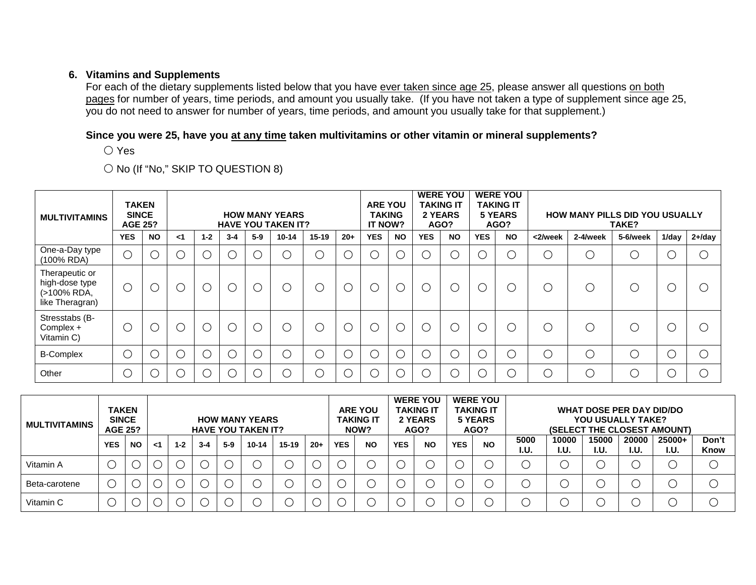**6. Vitamins and Supplements**

For each of the dietary supplements listed below that you have <u>ever taken since age 25</u>, please answer all questions <u>on both pages</u> for number of years, time periods, and amount you usually take. (If you have not taken a type of supplement since age 25, you do not need to answer for number of years, time periods, and amount you usually take for that supplement.)

**Since you were 25, have you <u>at any time</u> taken multivitamins or other vitamin or mineral supplements?**

○ Yes

○ No (If "No," SKIP TO QUESTION 8)

| MULTIVITAMINS | TAKEN SINCE AGE 25? | | HOW MANY YEARS HAVE YOU TAKEN IT? | | | | | | | ARE YOU TAKING IT NOW? | | WERE YOU TAKING IT 2 YEARS AGO? | | WERE YOU TAKING IT 5 YEARS AGO? | | HOW MANY PILLS DID YOU USUALLY TAKE? | | | | |
|---|---|---|---|---|---|---|---|---|---|---|---|---|---|---|---|---|---|---|---|---|
| | YES | NO | <1 | 1-2 | 3-4 | 5-9 | 10-14 | 15-19 | 20+ | YES | NO | YES | NO | YES | NO | <2/week | 2-4/week | 5-6/week | 1/day | 2+/day |
| One-a-Day type (100% RDA) | ○ | ○ | ○ | ○ | ○ | ○ | ○ | ○ | ○ | ○ | ○ | ○ | ○ | ○ | ○ | ○ | ○ | ○ | ○ | ○ |
| Therapeutic or high-dose type (>100% RDA, like Theragran) | ○ | ○ | ○ | ○ | ○ | ○ | ○ | ○ | ○ | ○ | ○ | ○ | ○ | ○ | ○ | ○ | ○ | ○ | ○ | ○ |
| Stresstabs (B-Complex + Vitamin C) | ○ | ○ | ○ | ○ | ○ | ○ | ○ | ○ | ○ | ○ | ○ | ○ | ○ | ○ | ○ | ○ | ○ | ○ | ○ | ○ |
| B-Complex | ○ | ○ | ○ | ○ | ○ | ○ | ○ | ○ | ○ | ○ | ○ | ○ | ○ | ○ | ○ | ○ | ○ | ○ | ○ | ○ |
| Other | ○ | ○ | ○ | ○ | ○ | ○ | ○ | ○ | ○ | ○ | ○ | ○ | ○ | ○ | ○ | ○ | ○ | ○ | ○ | ○ |

| MULTIVITAMINS | TAKEN SINCE AGE 25? | | HOW MANY YEARS HAVE YOU TAKEN IT? | | | | | | | ARE YOU TAKING IT NOW? | | WERE YOU TAKING IT 2 YEARS AGO? | | WERE YOU TAKING IT 5 YEARS AGO? | | WHAT DOSE PER DAY DID/DO YOU USUALLY TAKE? (SELECT THE CLOSEST AMOUNT) | | | | | |
|---|---|---|---|---|---|---|---|---|---|---|---|---|---|---|---|---|---|---|---|---|---|
| | YES | NO | <1 | 1-2 | 3-4 | 5-9 | 10-14 | 15-19 | 20+ | YES | NO | YES | NO | YES | NO | 5000 I.U. | 10000 I.U. | 15000 I.U. | 20000 I.U. | 25000+ I.U. | Don't Know |
| Vitamin A | ○ | ○ | ○ | ○ | ○ | ○ | ○ | ○ | ○ | ○ | ○ | ○ | ○ | ○ | ○ | ○ | ○ | ○ | ○ | ○ | ○ |
| Beta-carotene | ○ | ○ | ○ | ○ | ○ | ○ | ○ | ○ | ○ | ○ | ○ | ○ | ○ | ○ | ○ | ○ | ○ | ○ | ○ | ○ | ○ |
| Vitamin C | ○ | ○ | ○ | ○ | ○ | ○ | ○ | ○ | ○ | ○ | ○ | ○ | ○ | ○ | ○ | ○ | ○ | ○ | ○ | ○ | ○ |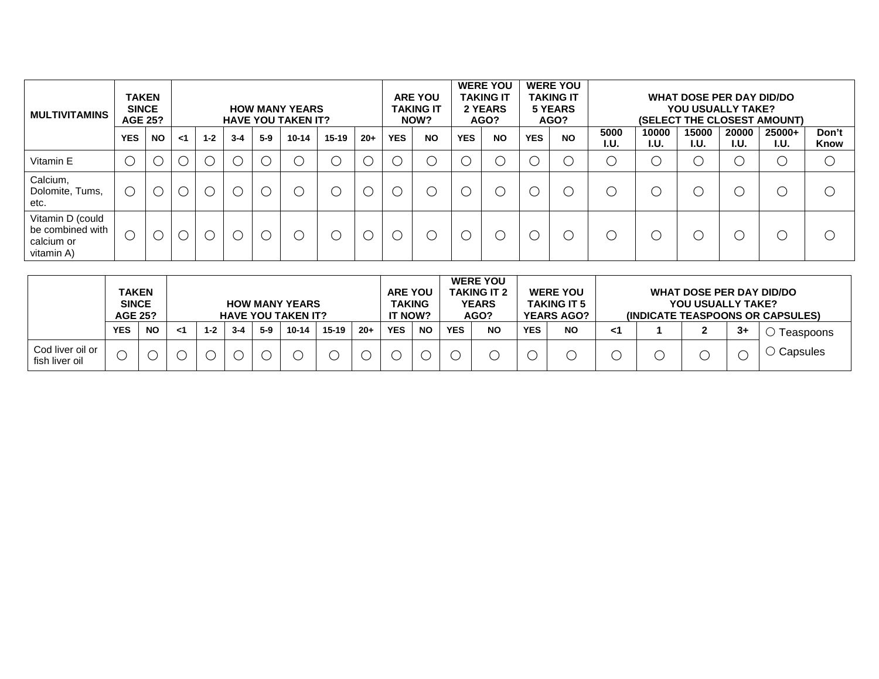| MULTIVITAMINS | TAKEN SINCE AGE 25? | | HOW MANY YEARS HAVE YOU TAKEN IT? | | | | | | | ARE YOU TAKING IT NOW? | | WERE YOU TAKING IT 2 YEARS AGO? | | WERE YOU TAKING IT 5 YEARS AGO? | | WHAT DOSE PER DAY DID/DO YOU USUALLY TAKE? (SELECT THE CLOSEST AMOUNT) | | | | | |
|---|---|---|---|---|---|---|---|---|---|---|---|---|---|---|---|---|---|---|---|---|---|
| | YES | NO | <1 | 1-2 | 3-4 | 5-9 | 10-14 | 15-19 | 20+ | YES | NO | YES | NO | YES | NO | 5000 I.U. | 10000 I.U. | 15000 I.U. | 20000 I.U. | 25000+ I.U. | Don't Know |
| Vitamin E | ○ | ○ | ○ | ○ | ○ | ○ | ○ | ○ | ○ | ○ | ○ | ○ | ○ | ○ | ○ | ○ | ○ | ○ | ○ | ○ | ○ |
| Calcium, Dolomite, Tums, etc. | ○ | ○ | ○ | ○ | ○ | ○ | ○ | ○ | ○ | ○ | ○ | ○ | ○ | ○ | ○ | ○ | ○ | ○ | ○ | ○ | ○ |
| Vitamin D (could be combined with calcium or vitamin A) | ○ | ○ | ○ | ○ | ○ | ○ | ○ | ○ | ○ | ○ | ○ | ○ | ○ | ○ | ○ | ○ | ○ | ○ | ○ | ○ | ○ |

| | TAKEN SINCE AGE 25? | | HOW MANY YEARS HAVE YOU TAKEN IT? | | | | | | | ARE YOU TAKING IT NOW? | | WERE YOU TAKING IT 2 YEARS AGO? | | WERE YOU TAKING IT 5 YEARS AGO? | | WHAT DOSE PER DAY DID/DO YOU USUALLY TAKE? (INDICATE TEASPOONS OR CAPSULES) | | | | |
|---|---|---|---|---|---|---|---|---|---|---|---|---|---|---|---|---|---|---|---|---|
| | YES | NO | <1 | 1-2 | 3-4 | 5-9 | 10-14 | 15-19 | 20+ | YES | NO | YES | NO | YES | NO | <1 | 1 | 2 | 3+ | ○ Teaspoons |
| Cod liver oil or fish liver oil | ○ | ○ | ○ | ○ | ○ | ○ | ○ | ○ | ○ | ○ | ○ | ○ | ○ | ○ | ○ | ○ | ○ | ○ | ○ | ○ Capsules |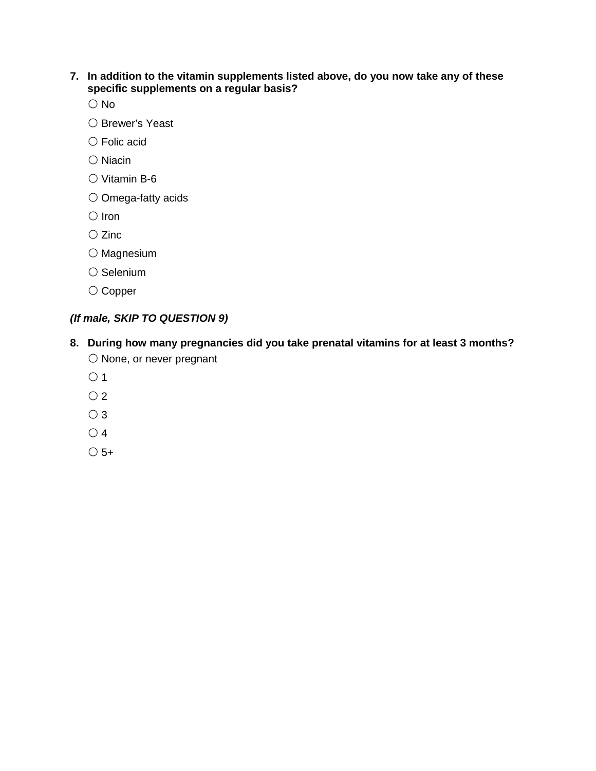**7. In addition to the vitamin supplements listed above, do you now take any of these specific supplements on a regular basis?**

○ No

○ Brewer’s Yeast

○ Folic acid

○ Niacin

○ Vitamin B-6

○ Omega-fatty acids

○ Iron

○ Zinc

○ Magnesium

○ Selenium

○ Copper

***(If male, SKIP TO QUESTION 9)***

**8. During how many pregnancies did you take prenatal vitamins for at least 3 months?**

○ None, or never pregnant

○ 1

○ 2

○ 3

○ 4

○ 5+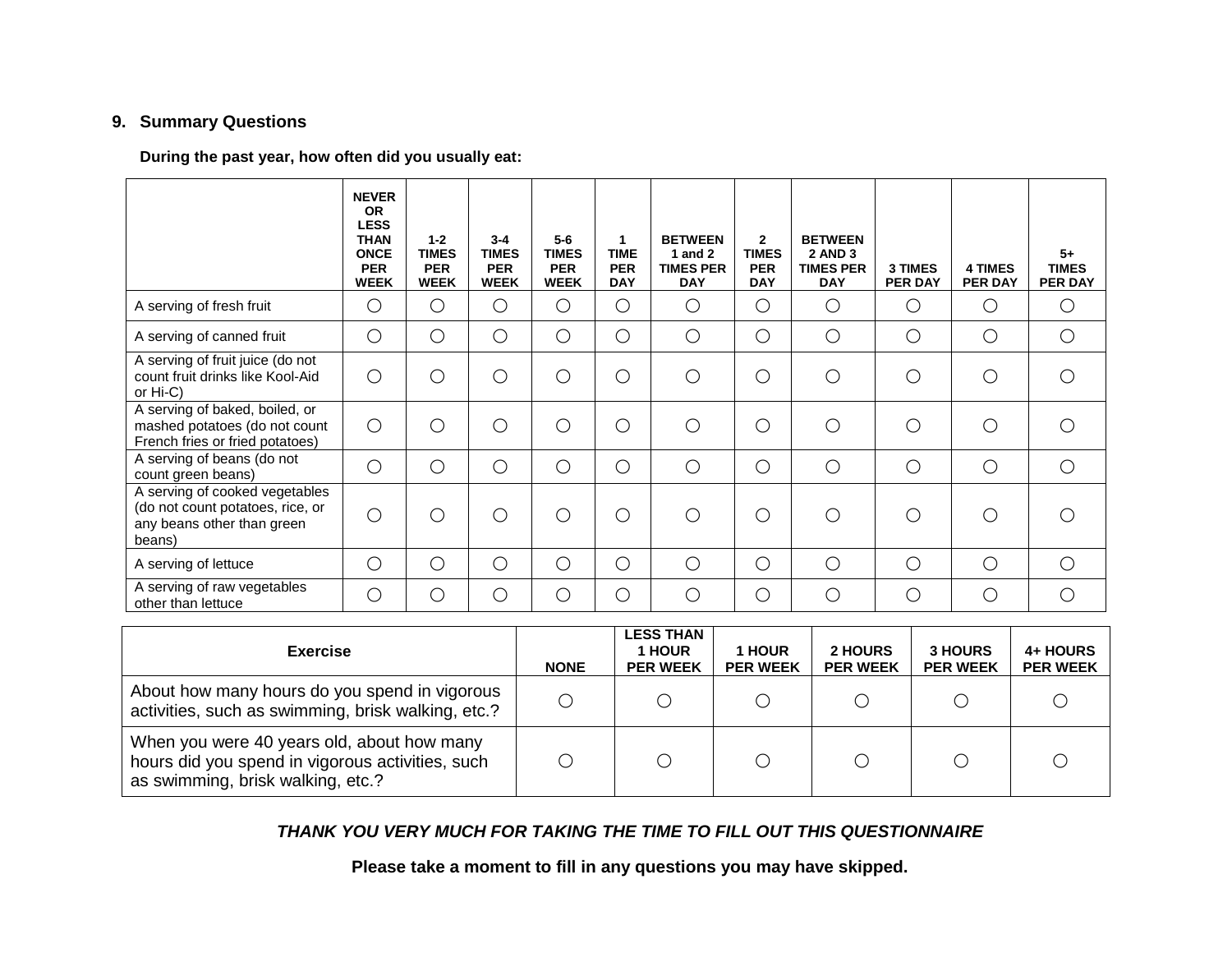## 9. Summary Questions

**During the past year, how often did you usually eat:**

| | NEVER OR LESS THAN ONCE PER WEEK | 1-2 TIMES PER WEEK | 3-4 TIMES PER WEEK | 5-6 TIMES PER WEEK | 1 TIME PER DAY | BETWEEN 1 and 2 TIMES PER DAY | 2 TIMES PER DAY | BETWEEN 2 AND 3 TIMES PER DAY | 3 TIMES PER DAY | 4 TIMES PER DAY | 5+ TIMES PER DAY |
|---|---|---|---|---|---|---|---|---|---|---|---|
| A serving of fresh fruit | ○ | ○ | ○ | ○ | ○ | ○ | ○ | ○ | ○ | ○ | ○ |
| A serving of canned fruit | ○ | ○ | ○ | ○ | ○ | ○ | ○ | ○ | ○ | ○ | ○ |
| A serving of fruit juice (do not count fruit drinks like Kool-Aid or Hi-C) | ○ | ○ | ○ | ○ | ○ | ○ | ○ | ○ | ○ | ○ | ○ |
| A serving of baked, boiled, or mashed potatoes (do not count French fries or fried potatoes) | ○ | ○ | ○ | ○ | ○ | ○ | ○ | ○ | ○ | ○ | ○ |
| A serving of beans (do not count green beans) | ○ | ○ | ○ | ○ | ○ | ○ | ○ | ○ | ○ | ○ | ○ |
| A serving of cooked vegetables (do not count potatoes, rice, or any beans other than green beans) | ○ | ○ | ○ | ○ | ○ | ○ | ○ | ○ | ○ | ○ | ○ |
| A serving of lettuce | ○ | ○ | ○ | ○ | ○ | ○ | ○ | ○ | ○ | ○ | ○ |
| A serving of raw vegetables other than lettuce | ○ | ○ | ○ | ○ | ○ | ○ | ○ | ○ | ○ | ○ | ○ |

| Exercise | NONE | LESS THAN 1 HOUR PER WEEK | 1 HOUR PER WEEK | 2 HOURS PER WEEK | 3 HOURS PER WEEK | 4+ HOURS PER WEEK |
|---|---|---|---|---|---|---|
| About how many hours do you spend in vigorous activities, such as swimming, brisk walking, etc.? | ○ | ○ | ○ | ○ | ○ | ○ |
| When you were 40 years old, about how many hours did you spend in vigorous activities, such as swimming, brisk walking, etc.? | ○ | ○ | ○ | ○ | ○ | ○ |

***THANK YOU VERY MUCH FOR TAKING THE TIME TO FILL OUT THIS QUESTIONNAIRE***

**Please take a moment to fill in any questions you may have skipped.**